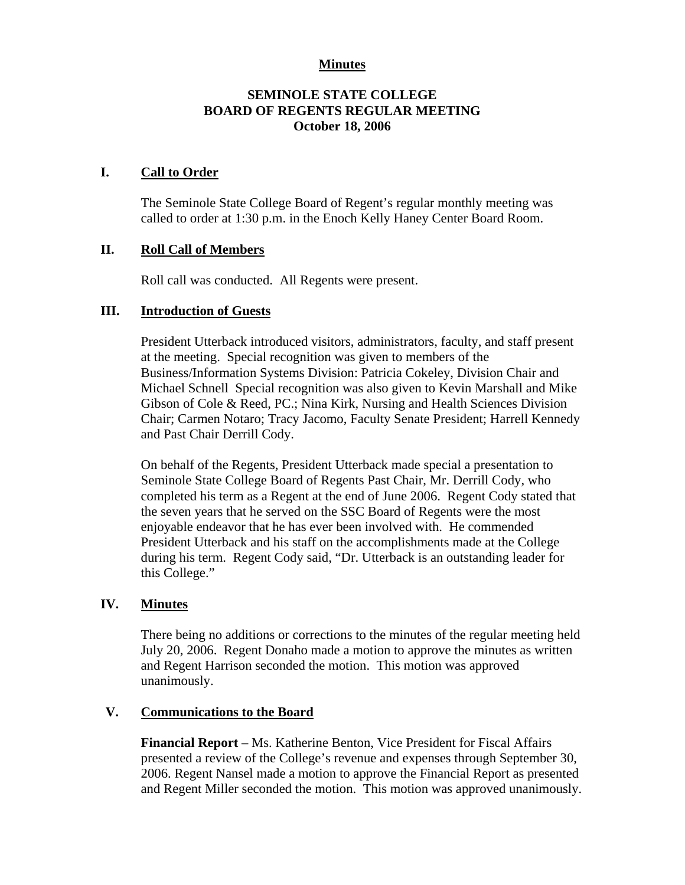**Minutes**

# SEMINOLE STATE COLLEGE
# BOARD OF REGENTS REGULAR MEETING
# October 18, 2006

## I. Call to Order

The Seminole State College Board of Regent's regular monthly meeting was called to order at 1:30 p.m. in the Enoch Kelly Haney Center Board Room.

## II. Roll Call of Members

Roll call was conducted. All Regents were present.

## III. Introduction of Guests

President Utterback introduced visitors, administrators, faculty, and staff present at the meeting. Special recognition was given to members of the Business/Information Systems Division: Patricia Cokeley, Division Chair and Michael Schnell Special recognition was also given to Kevin Marshall and Mike Gibson of Cole & Reed, PC.; Nina Kirk, Nursing and Health Sciences Division Chair; Carmen Notaro; Tracy Jacomo, Faculty Senate President; Harrell Kennedy and Past Chair Derrill Cody.

On behalf of the Regents, President Utterback made special a presentation to Seminole State College Board of Regents Past Chair, Mr. Derrill Cody, who completed his term as a Regent at the end of June 2006. Regent Cody stated that the seven years that he served on the SSC Board of Regents were the most enjoyable endeavor that he has ever been involved with. He commended President Utterback and his staff on the accomplishments made at the College during his term. Regent Cody said, "Dr. Utterback is an outstanding leader for this College."

## IV. Minutes

There being no additions or corrections to the minutes of the regular meeting held July 20, 2006. Regent Donaho made a motion to approve the minutes as written and Regent Harrison seconded the motion. This motion was approved unanimously.

## V. Communications to the Board

**Financial Report** – Ms. Katherine Benton, Vice President for Fiscal Affairs presented a review of the College's revenue and expenses through September 30, 2006. Regent Nansel made a motion to approve the Financial Report as presented and Regent Miller seconded the motion. This motion was approved unanimously.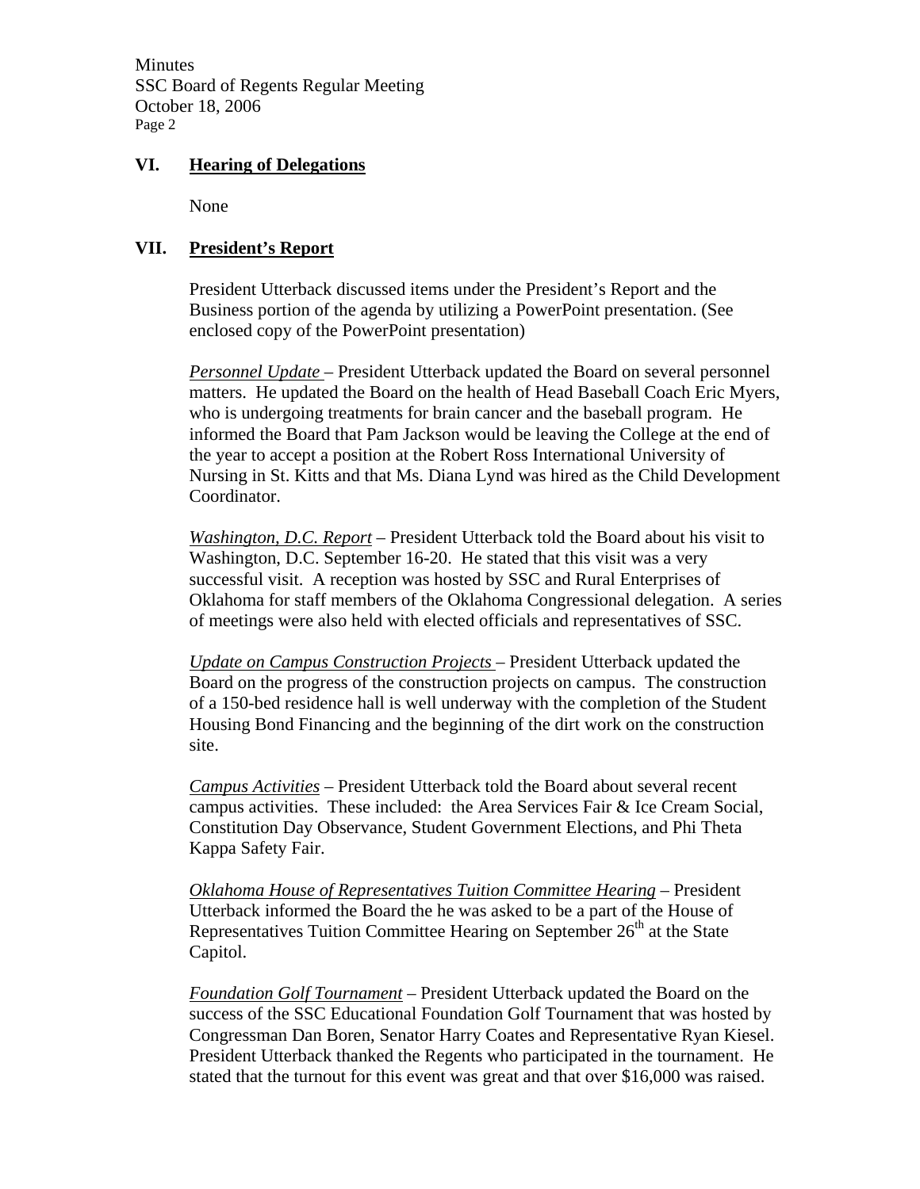## VI. Hearing of Delegations

None

## VII. President's Report

President Utterback discussed items under the President's Report and the Business portion of the agenda by utilizing a PowerPoint presentation. (See enclosed copy of the PowerPoint presentation)

*Personnel Update* – President Utterback updated the Board on several personnel matters. He updated the Board on the health of Head Baseball Coach Eric Myers, who is undergoing treatments for brain cancer and the baseball program. He informed the Board that Pam Jackson would be leaving the College at the end of the year to accept a position at the Robert Ross International University of Nursing in St. Kitts and that Ms. Diana Lynd was hired as the Child Development Coordinator.

*Washington, D.C. Report* – President Utterback told the Board about his visit to Washington, D.C. September 16-20. He stated that this visit was a very successful visit. A reception was hosted by SSC and Rural Enterprises of Oklahoma for staff members of the Oklahoma Congressional delegation. A series of meetings were also held with elected officials and representatives of SSC.

*Update on Campus Construction Projects* – President Utterback updated the Board on the progress of the construction projects on campus. The construction of a 150-bed residence hall is well underway with the completion of the Student Housing Bond Financing and the beginning of the dirt work on the construction site.

*Campus Activities* – President Utterback told the Board about several recent campus activities. These included: the Area Services Fair & Ice Cream Social, Constitution Day Observance, Student Government Elections, and Phi Theta Kappa Safety Fair.

*Oklahoma House of Representatives Tuition Committee Hearing* – President Utterback informed the Board the he was asked to be a part of the House of Representatives Tuition Committee Hearing on September 26th at the State Capitol.

*Foundation Golf Tournament* – President Utterback updated the Board on the success of the SSC Educational Foundation Golf Tournament that was hosted by Congressman Dan Boren, Senator Harry Coates and Representative Ryan Kiesel. President Utterback thanked the Regents who participated in the tournament. He stated that the turnout for this event was great and that over $16,000 was raised.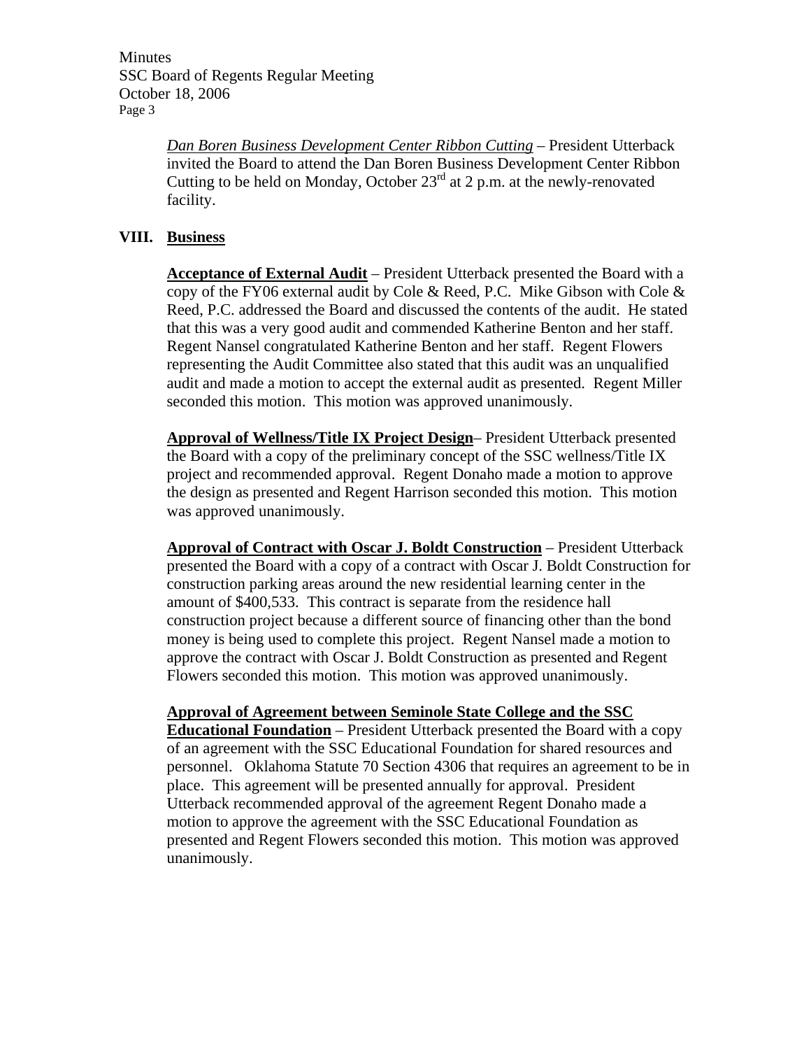*Dan Boren Business Development Center Ribbon Cutting* – President Utterback invited the Board to attend the Dan Boren Business Development Center Ribbon Cutting to be held on Monday, October 23rd at 2 p.m. at the newly-renovated facility.

## VIII. Business

**Acceptance of External Audit** – President Utterback presented the Board with a copy of the FY06 external audit by Cole & Reed, P.C. Mike Gibson with Cole & Reed, P.C. addressed the Board and discussed the contents of the audit. He stated that this was a very good audit and commended Katherine Benton and her staff. Regent Nansel congratulated Katherine Benton and her staff. Regent Flowers representing the Audit Committee also stated that this audit was an unqualified audit and made a motion to accept the external audit as presented. Regent Miller seconded this motion. This motion was approved unanimously.

**Approval of Wellness/Title IX Project Design**– President Utterback presented the Board with a copy of the preliminary concept of the SSC wellness/Title IX project and recommended approval. Regent Donaho made a motion to approve the design as presented and Regent Harrison seconded this motion. This motion was approved unanimously.

**Approval of Contract with Oscar J. Boldt Construction** – President Utterback presented the Board with a copy of a contract with Oscar J. Boldt Construction for construction parking areas around the new residential learning center in the amount of $400,533. This contract is separate from the residence hall construction project because a different source of financing other than the bond money is being used to complete this project. Regent Nansel made a motion to approve the contract with Oscar J. Boldt Construction as presented and Regent Flowers seconded this motion. This motion was approved unanimously.

**Approval of Agreement between Seminole State College and the SSC Educational Foundation** – President Utterback presented the Board with a copy of an agreement with the SSC Educational Foundation for shared resources and personnel. Oklahoma Statute 70 Section 4306 that requires an agreement to be in place. This agreement will be presented annually for approval. President Utterback recommended approval of the agreement Regent Donaho made a motion to approve the agreement with the SSC Educational Foundation as presented and Regent Flowers seconded this motion. This motion was approved unanimously.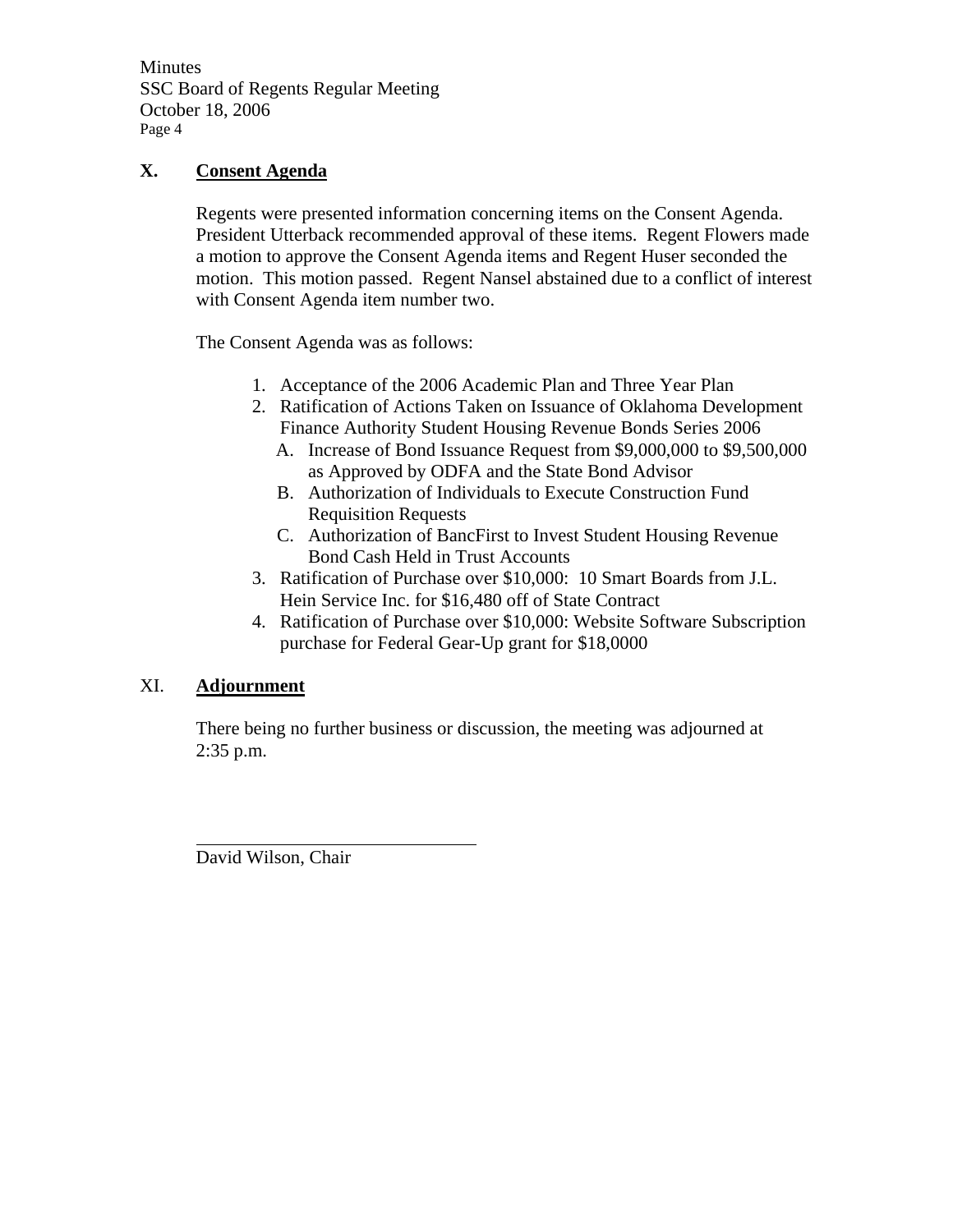## X. **Consent Agenda**

Regents were presented information concerning items on the Consent Agenda. President Utterback recommended approval of these items. Regent Flowers made a motion to approve the Consent Agenda items and Regent Huser seconded the motion. This motion passed. Regent Nansel abstained due to a conflict of interest with Consent Agenda item number two.

The Consent Agenda was as follows:

1. Acceptance of the 2006 Academic Plan and Three Year Plan
2. Ratification of Actions Taken on Issuance of Oklahoma Development Finance Authority Student Housing Revenue Bonds Series 2006
   - A. Increase of Bond Issuance Request from $9,000,000 to $9,500,000 as Approved by ODFA and the State Bond Advisor
   - B. Authorization of Individuals to Execute Construction Fund Requisition Requests
   - C. Authorization of BancFirst to Invest Student Housing Revenue Bond Cash Held in Trust Accounts
3. Ratification of Purchase over $10,000: 10 Smart Boards from J.L. Hein Service Inc. for $16,480 off of State Contract
4. Ratification of Purchase over $10,000: Website Software Subscription purchase for Federal Gear-Up grant for $18,0000

## XI. **Adjournment**

There being no further business or discussion, the meeting was adjourned at 2:35 p.m.

David Wilson, Chair